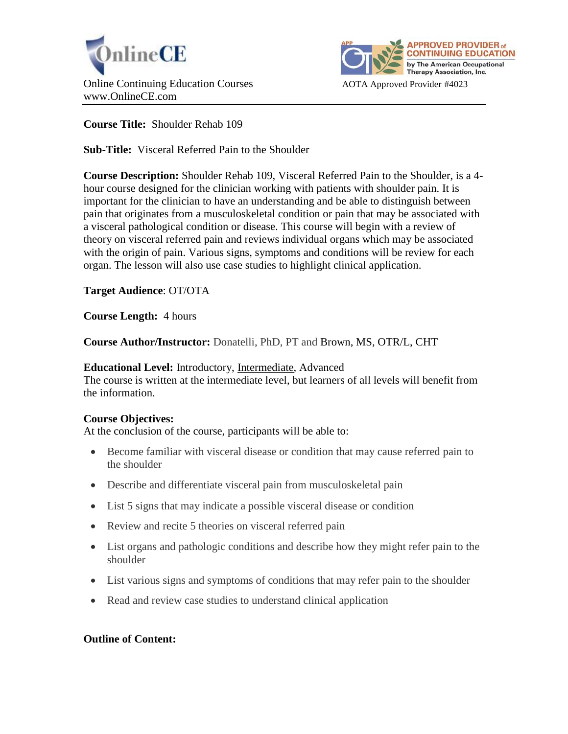OnlineCE

Online Continuing Education Courses
www.OnlineCE.com

APPROVED PROVIDER of CONTINUING EDUCATION by The American Occupational Therapy Association, Inc.

AOTA Approved Provider #4023

---

**Course Title:** Shoulder Rehab 109

**Sub-Title:** Visceral Referred Pain to the Shoulder

**Course Description:** Shoulder Rehab 109, Visceral Referred Pain to the Shoulder, is a 4-hour course designed for the clinician working with patients with shoulder pain. It is important for the clinician to have an understanding and be able to distinguish between pain that originates from a musculoskeletal condition or pain that may be associated with a visceral pathological condition or disease. This course will begin with a review of theory on visceral referred pain and reviews individual organs which may be associated with the origin of pain. Various signs, symptoms and conditions will be review for each organ. The lesson will also use case studies to highlight clinical application.

**Target Audience**: OT/OTA

**Course Length:** 4 hours

**Course Author/Instructor:** Donatelli, PhD, PT and Brown, MS, OTR/L, CHT

**Educational Level:** Introductory, Intermediate, Advanced
The course is written at the intermediate level, but learners of all levels will benefit from the information.

**Course Objectives:**
At the conclusion of the course, participants will be able to:

- Become familiar with visceral disease or condition that may cause referred pain to the shoulder
- Describe and differentiate visceral pain from musculoskeletal pain
- List 5 signs that may indicate a possible visceral disease or condition
- Review and recite 5 theories on visceral referred pain
- List organs and pathologic conditions and describe how they might refer pain to the shoulder
- List various signs and symptoms of conditions that may refer pain to the shoulder
- Read and review case studies to understand clinical application

**Outline of Content:**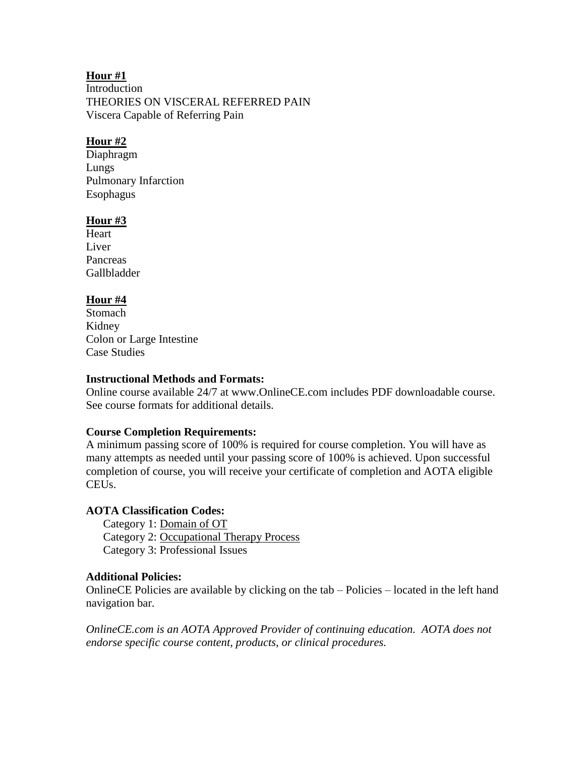**<u>Hour #1</u>**
Introduction
THEORIES ON VISCERAL REFERRED PAIN
Viscera Capable of Referring Pain

**<u>Hour #2</u>**
Diaphragm
Lungs
Pulmonary Infarction
Esophagus

**<u>Hour #3</u>**
Heart
Liver
Pancreas
Gallbladder

**<u>Hour #4</u>**
Stomach
Kidney
Colon or Large Intestine
Case Studies

**Instructional Methods and Formats:**
Online course available 24/7 at www.OnlineCE.com includes PDF downloadable course. See course formats for additional details.

**Course Completion Requirements:**
A minimum passing score of 100% is required for course completion. You will have as many attempts as needed until your passing score of 100% is achieved. Upon successful completion of course, you will receive your certificate of completion and AOTA eligible CEUs.

**AOTA Classification Codes:**

Category 1: <u>Domain of OT</u>
Category 2: <u>Occupational Therapy Process</u>
Category 3: Professional Issues

**Additional Policies:**
OnlineCE Policies are available by clicking on the tab – Policies – located in the left hand navigation bar.

*OnlineCE.com is an AOTA Approved Provider of continuing education. AOTA does not endorse specific course content, products, or clinical procedures.*